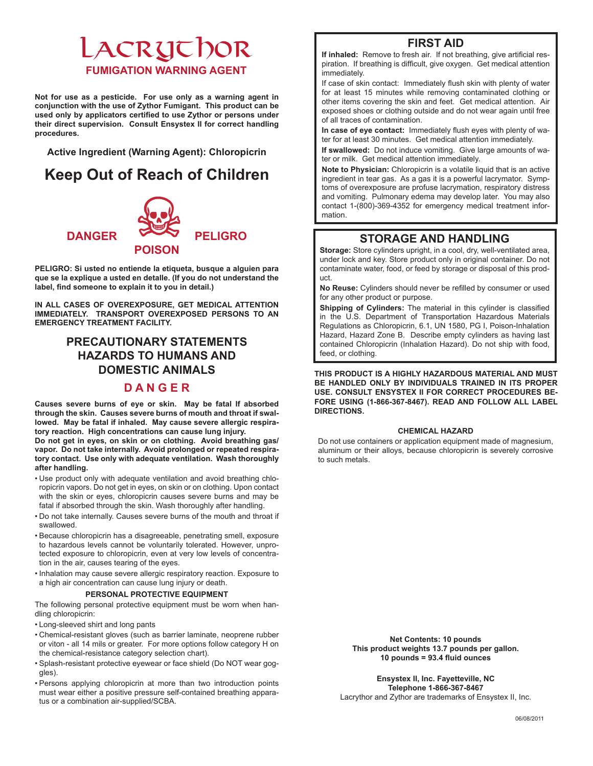# Lacrythor

## FUMIGATION WARNING AGENT

**Not for use as a pesticide. For use only as a warning agent in conjunction with the use of Zythor Fumigant. This product can be used only by applicators certified to use Zythor or persons under their direct supervision. Consult Ensystex II for correct handling procedures.**

**Active Ingredient (Warning Agent): Chloropicrin**

# Keep Out of Reach of Children

**DANGER** **PELIGRO**

**POISON**

**PELIGRO: Si usted no entiende la etiqueta, busque a alguien para que se la explique a usted en detalle. (If you do not understand the label, find someone to explain it to you in detail.)**

**IN ALL CASES OF OVEREXPOSURE, GET MEDICAL ATTENTION IMMEDIATELY. TRANSPORT OVEREXPOSED PERSONS TO AN EMERGENCY TREATMENT FACILITY.**

## PRECAUTIONARY STATEMENTS HAZARDS TO HUMANS AND DOMESTIC ANIMALS

## DANGER

**Causes severe burns of eye or skin. May be fatal If absorbed through the skin. Causes severe burns of mouth and throat if swallowed. May be fatal if inhaled. May cause severe allergic respiratory reaction. High concentrations can cause lung injury.**
**Do not get in eyes, on skin or on clothing. Avoid breathing gas/vapor. Do not take internally. Avoid prolonged or repeated respiratory contact. Use only with adequate ventilation. Wash thoroughly after handling.**

- Use product only with adequate ventilation and avoid breathing chloropicrin vapors. Do not get in eyes, on skin or on clothing. Upon contact with the skin or eyes, chloropicrin causes severe burns and may be fatal if absorbed through the skin. Wash thoroughly after handling.
- Do not take internally. Causes severe burns of the mouth and throat if swallowed.
- Because chloropicrin has a disagreeable, penetrating smell, exposure to hazardous levels cannot be voluntarily tolerated. However, unprotected exposure to chloropicrin, even at very low levels of concentration in the air, causes tearing of the eyes.
- Inhalation may cause severe allergic respiratory reaction. Exposure to a high air concentration can cause lung injury or death.

### PERSONAL PROTECTIVE EQUIPMENT

The following personal protective equipment must be worn when handling chloropicrin:

- Long-sleeved shirt and long pants
- Chemical-resistant gloves (such as barrier laminate, neoprene rubber or viton - all 14 mils or greater. For more options follow category H on the chemical-resistance category selection chart).
- Splash-resistant protective eyewear or face shield (Do NOT wear goggles).
- Persons applying chloropicrin at more than two introduction points must wear either a positive pressure self-contained breathing apparatus or a combination air-supplied/SCBA.

## FIRST AID

**If inhaled:** Remove to fresh air. If not breathing, give artificial respiration. If breathing is difficult, give oxygen. Get medical attention immediately.

If case of skin contact: Immediately flush skin with plenty of water for at least 15 minutes while removing contaminated clothing or other items covering the skin and feet. Get medical attention. Air exposed shoes or clothing outside and do not wear again until free of all traces of contamination.

**In case of eye contact:** Immediately flush eyes with plenty of water for at least 30 minutes. Get medical attention immediately.

**If swallowed:** Do not induce vomiting. Give large amounts of water or milk. Get medical attention immediately.

**Note to Physician:** Chloropicrin is a volatile liquid that is an active ingredient in tear gas. As a gas it is a powerful lacrymator. Symptoms of overexposure are profuse lacrymation, respiratory distress and vomiting. Pulmonary edema may develop later. You may also contact 1-(800)-369-4352 for emergency medical treatment information.

## STORAGE AND HANDLING

**Storage:** Store cylinders upright, in a cool, dry, well-ventilated area, under lock and key. Store product only in original container. Do not contaminate water, food, or feed by storage or disposal of this product.

**No Reuse:** Cylinders should never be refilled by consumer or used for any other product or purpose.

**Shipping of Cylinders:** The material in this cylinder is classified in the U.S. Department of Transportation Hazardous Materials Regulations as Chloropicrin, 6.1, UN 1580, PG I, Poison-Inhalation Hazard, Hazard Zone B. Describe empty cylinders as having last contained Chloropicrin (Inhalation Hazard). Do not ship with food, feed, or clothing.

**THIS PRODUCT IS A HIGHLY HAZARDOUS MATERIAL AND MUST BE HANDLED ONLY BY INDIVIDUALS TRAINED IN ITS PROPER USE. CONSULT ENSYSTEX II FOR CORRECT PROCEDURES BEFORE USING (1-866-367-8467). READ AND FOLLOW ALL LABEL DIRECTIONS.**

### CHEMICAL HAZARD

Do not use containers or application equipment made of magnesium, aluminum or their alloys, because chloropicrin is severely corrosive to such metals.

**Net Contents: 10 pounds**
**This product weights 13.7 pounds per gallon.**
**10 pounds = 93.4 fluid ounces**

**Ensystex II, Inc. Fayetteville, NC**
**Telephone 1-866-367-8467**
Lacrythor and Zythor are trademarks of Ensystex II, Inc.

06/08/2011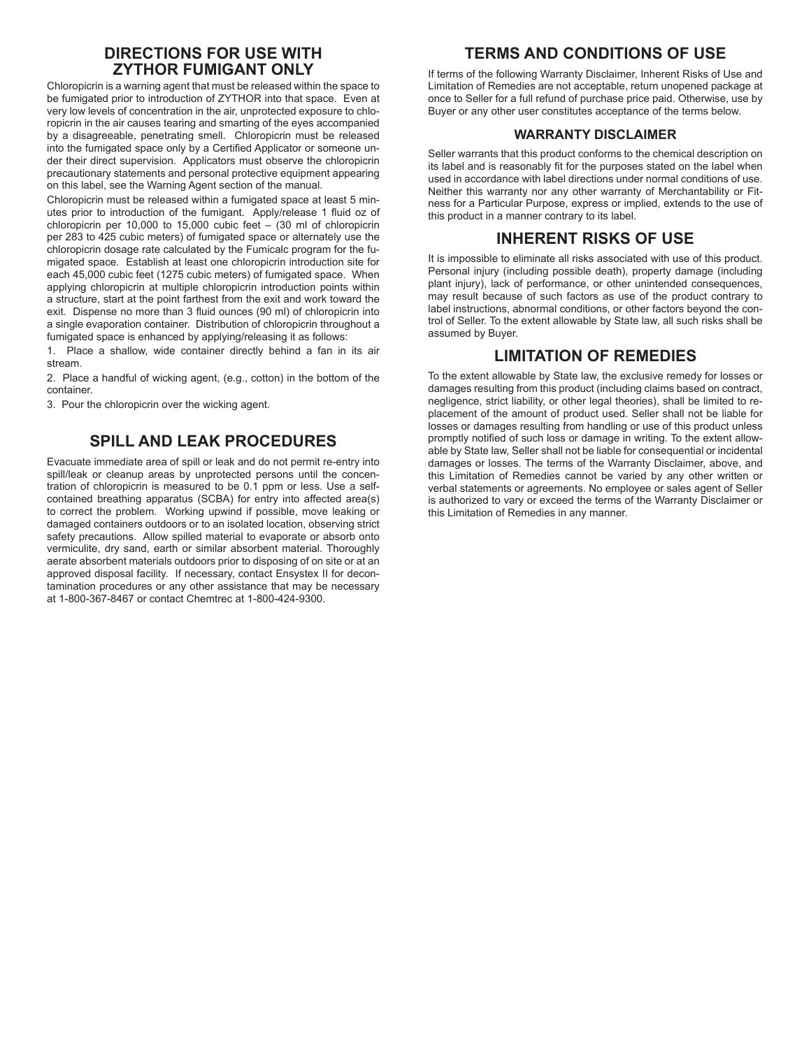## DIRECTIONS FOR USE WITH ZYTHOR FUMIGANT ONLY

Chloropicrin is a warning agent that must be released within the space to be fumigated prior to introduction of ZYTHOR into that space. Even at very low levels of concentration in the air, unprotected exposure to chloropicrin in the air causes tearing and smarting of the eyes accompanied by a disagreeable, penetrating smell. Chloropicrin must be released into the fumigated space only by a Certified Applicator or someone under their direct supervision. Applicators must observe the chloropicrin precautionary statements and personal protective equipment appearing on this label, see the Warning Agent section of the manual.

Chloropicrin must be released within a fumigated space at least 5 minutes prior to introduction of the fumigant. Apply/release 1 fluid oz of chloropicrin per 10,000 to 15,000 cubic feet – (30 ml of chloropicrin per 283 to 425 cubic meters) of fumigated space or alternately use the chloropicrin dosage rate calculated by the Fumicalc program for the fumigated space. Establish at least one chloropicrin introduction site for each 45,000 cubic feet (1275 cubic meters) of fumigated space. When applying chloropicrin at multiple chloropicrin introduction points within a structure, start at the point farthest from the exit and work toward the exit. Dispense no more than 3 fluid ounces (90 ml) of chloropicrin into a single evaporation container. Distribution of chloropicrin throughout a fumigated space is enhanced by applying/releasing it as follows:

1. Place a shallow, wide container directly behind a fan in its air stream.
2. Place a handful of wicking agent, (e.g., cotton) in the bottom of the container.
3. Pour the chloropicrin over the wicking agent.

## SPILL AND LEAK PROCEDURES

Evacuate immediate area of spill or leak and do not permit re-entry into spill/leak or cleanup areas by unprotected persons until the concentration of chloropicrin is measured to be 0.1 ppm or less. Use a self-contained breathing apparatus (SCBA) for entry into affected area(s) to correct the problem. Working upwind if possible, move leaking or damaged containers outdoors or to an isolated location, observing strict safety precautions. Allow spilled material to evaporate or absorb onto vermiculite, dry sand, earth or similar absorbent material. Thoroughly aerate absorbent materials outdoors prior to disposing of on site or at an approved disposal facility. If necessary, contact Ensystex II for decontamination procedures or any other assistance that may be necessary at 1-800-367-8467 or contact Chemtrec at 1-800-424-9300.

## TERMS AND CONDITIONS OF USE

If terms of the following Warranty Disclaimer, Inherent Risks of Use and Limitation of Remedies are not acceptable, return unopened package at once to Seller for a full refund of purchase price paid. Otherwise, use by Buyer or any other user constitutes acceptance of the terms below.

### WARRANTY DISCLAIMER

Seller warrants that this product conforms to the chemical description on its label and is reasonably fit for the purposes stated on the label when used in accordance with label directions under normal conditions of use. Neither this warranty nor any other warranty of Merchantability or Fitness for a Particular Purpose, express or implied, extends to the use of this product in a manner contrary to its label.

## INHERENT RISKS OF USE

It is impossible to eliminate all risks associated with use of this product. Personal injury (including possible death), property damage (including plant injury), lack of performance, or other unintended consequences, may result because of such factors as use of the product contrary to label instructions, abnormal conditions, or other factors beyond the control of Seller. To the extent allowable by State law, all such risks shall be assumed by Buyer.

## LIMITATION OF REMEDIES

To the extent allowable by State law, the exclusive remedy for losses or damages resulting from this product (including claims based on contract, negligence, strict liability, or other legal theories), shall be limited to replacement of the amount of product used. Seller shall not be liable for losses or damages resulting from handling or use of this product unless promptly notified of such loss or damage in writing. To the extent allowable by State law, Seller shall not be liable for consequential or incidental damages or losses. The terms of the Warranty Disclaimer, above, and this Limitation of Remedies cannot be varied by any other written or verbal statements or agreements. No employee or sales agent of Seller is authorized to vary or exceed the terms of the Warranty Disclaimer or this Limitation of Remedies in any manner.